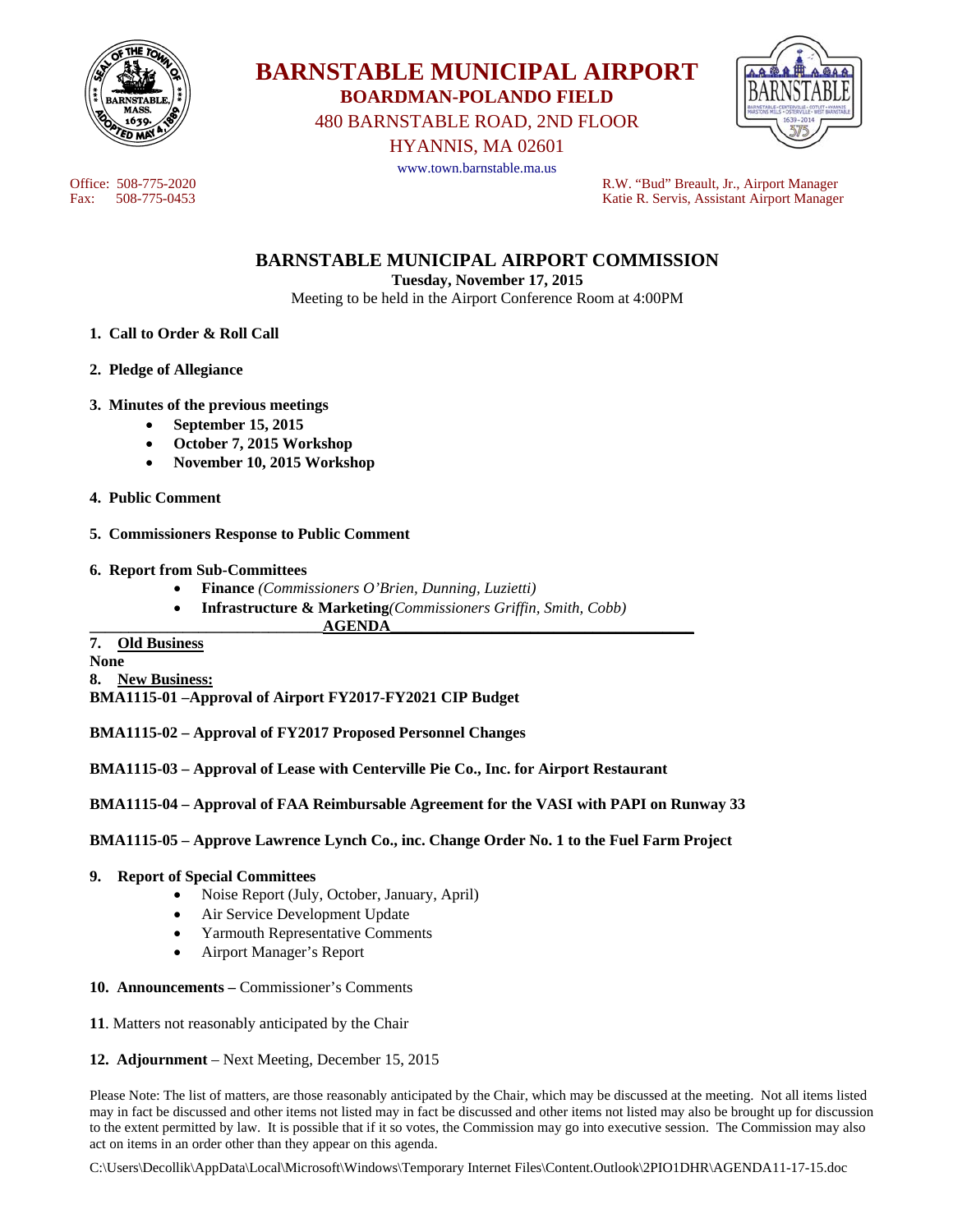# BARNSTABLE MUNICIPAL AIRPORT

**BOARDMAN-POLANDO FIELD**

480 BARNSTABLE ROAD, 2ND FLOOR

HYANNIS, MA 02601

www.town.barnstable.ma.us

Office: 508-775-2020
Fax: 508-775-0453

R.W. "Bud" Breault, Jr., Airport Manager
Katie R. Servis, Assistant Airport Manager

## BARNSTABLE MUNICIPAL AIRPORT COMMISSION

**Tuesday, November 17, 2015**

Meeting to be held in the Airport Conference Room at 4:00PM

1. **Call to Order & Roll Call**
2. **Pledge of Allegiance**
3. **Minutes of the previous meetings**
   - **September 15, 2015**
   - **October 7, 2015 Workshop**
   - **November 10, 2015 Workshop**
4. **Public Comment**
5. **Commissioners Response to Public Comment**
6. **Report from Sub-Committees**
   - **Finance** *(Commissioners O'Brien, Dunning, Luzietti)*
   - **Infrastructure & Marketing** *(Commissioners Griffin, Smith, Cobb)*

**AGENDA**

**7. Old Business**

**None**

**8. New Business:**

**BMA1115-01 –Approval of Airport FY2017-FY2021 CIP Budget**

**BMA1115-02 – Approval of FY2017 Proposed Personnel Changes**

**BMA1115-03 – Approval of Lease with Centerville Pie Co., Inc. for Airport Restaurant**

**BMA1115-04 – Approval of FAA Reimbursable Agreement for the VASI with PAPI on Runway 33**

**BMA1115-05 – Approve Lawrence Lynch Co., inc. Change Order No. 1 to the Fuel Farm Project**

**9. Report of Special Committees**
   - Noise Report (July, October, January, April)
   - Air Service Development Update
   - Yarmouth Representative Comments
   - Airport Manager's Report

**10. Announcements –** Commissioner's Comments

**11**. Matters not reasonably anticipated by the Chair

**12. Adjournment** – Next Meeting, December 15, 2015

Please Note: The list of matters, are those reasonably anticipated by the Chair, which may be discussed at the meeting. Not all items listed may in fact be discussed and other items not listed may in fact be discussed and other items not listed may also be brought up for discussion to the extent permitted by law. It is possible that if it so votes, the Commission may go into executive session. The Commission may also act on items in an order other than they appear on this agenda.

C:\Users\Decollik\AppData\Local\Microsoft\Windows\Temporary Internet Files\Content.Outlook\2PIO1DHR\AGENDA11-17-15.doc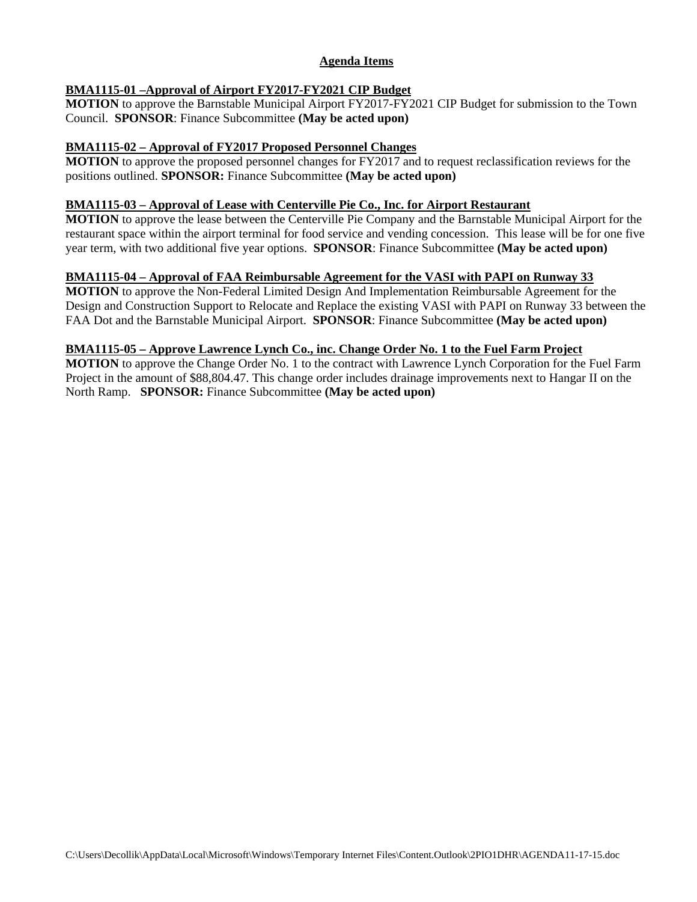## Agenda Items

**BMA1115-01 –Approval of Airport FY2017-FY2021 CIP Budget**
**MOTION** to approve the Barnstable Municipal Airport FY2017-FY2021 CIP Budget for submission to the Town Council. **SPONSOR**: Finance Subcommittee **(May be acted upon)**

**BMA1115-02 – Approval of FY2017 Proposed Personnel Changes**
**MOTION** to approve the proposed personnel changes for FY2017 and to request reclassification reviews for the positions outlined. **SPONSOR:** Finance Subcommittee **(May be acted upon)**

**BMA1115-03 – Approval of Lease with Centerville Pie Co., Inc. for Airport Restaurant**
**MOTION** to approve the lease between the Centerville Pie Company and the Barnstable Municipal Airport for the restaurant space within the airport terminal for food service and vending concession. This lease will be for one five year term, with two additional five year options. **SPONSOR**: Finance Subcommittee **(May be acted upon)**

**BMA1115-04 – Approval of FAA Reimbursable Agreement for the VASI with PAPI on Runway 33**
**MOTION** to approve the Non-Federal Limited Design And Implementation Reimbursable Agreement for the Design and Construction Support to Relocate and Replace the existing VASI with PAPI on Runway 33 between the FAA Dot and the Barnstable Municipal Airport. **SPONSOR**: Finance Subcommittee **(May be acted upon)**

**BMA1115-05 – Approve Lawrence Lynch Co., inc. Change Order No. 1 to the Fuel Farm Project**
**MOTION** to approve the Change Order No. 1 to the contract with Lawrence Lynch Corporation for the Fuel Farm Project in the amount of $88,804.47. This change order includes drainage improvements next to Hangar II on the North Ramp. **SPONSOR:** Finance Subcommittee **(May be acted upon)**

C:\Users\Decollik\AppData\Local\Microsoft\Windows\Temporary Internet Files\Content.Outlook\2PIO1DHR\AGENDA11-17-15.doc